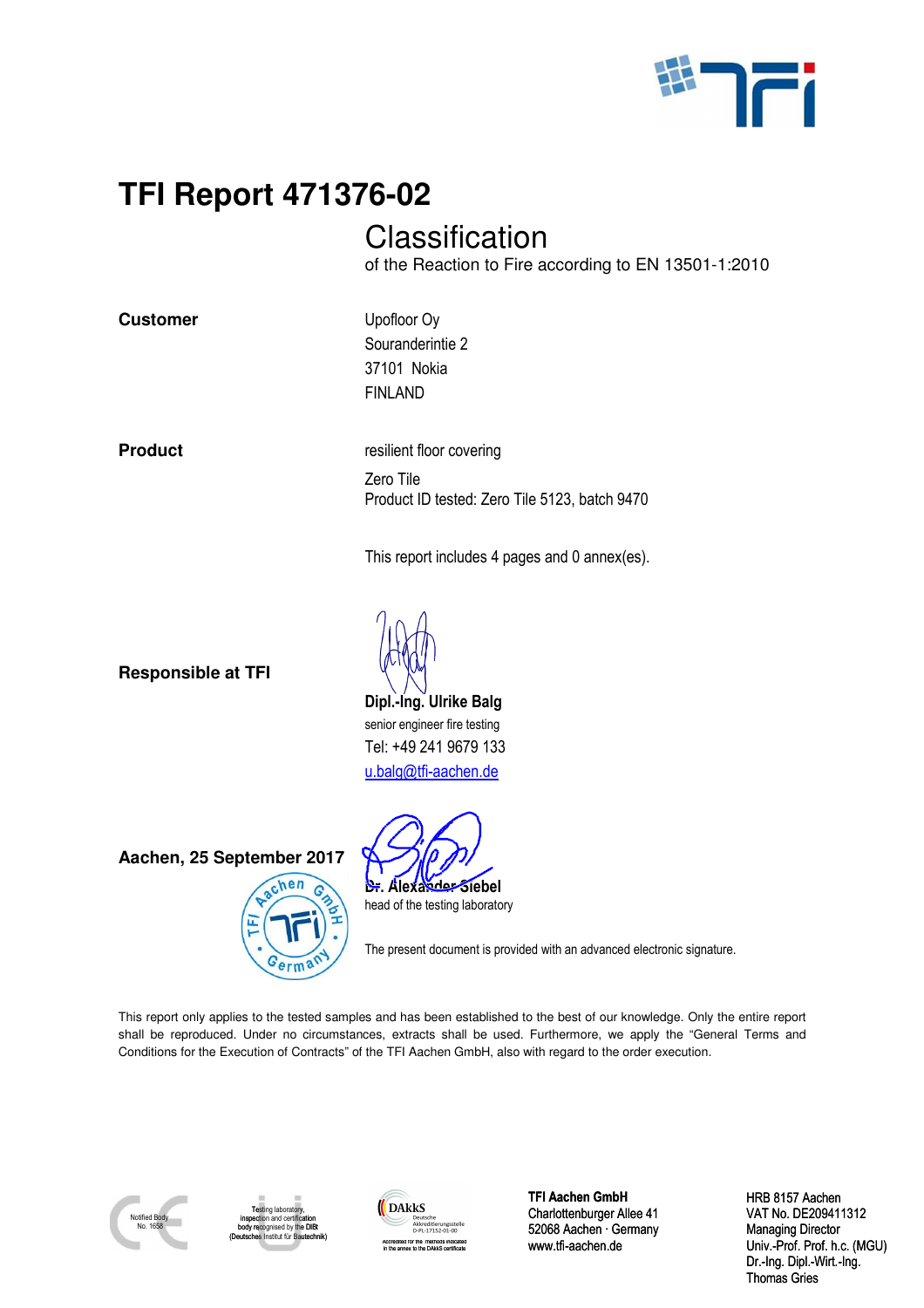# TFI Report 471376-02

## Classification

of the Reaction to Fire according to EN 13501-1:2010

**Customer**

Upofloor Oy
Souranderintie 2
37101 Nokia
FINLAND

**Product**

resilient floor covering

Zero Tile
Product ID tested: Zero Tile 5123, batch 9470

This report includes 4 pages and 0 annex(es).

**Responsible at TFI**

**Dipl.-Ing. Ulrike Balg**
senior engineer fire testing
Tel: +49 241 9679 133
u.balg@tfi-aachen.de

**Aachen, 25 September 2017**

**Dr. Alexander Siebel**
head of the testing laboratory

The present document is provided with an advanced electronic signature.

This report only applies to the tested samples and has been established to the best of our knowledge. Only the entire report shall be reproduced. Under no circumstances, extracts shall be used. Furthermore, we apply the "General Terms and Conditions for the Execution of Contracts" of the TFI Aachen GmbH, also with regard to the order execution.

Notified Body No. 1658

Testing laboratory, inspection and certification body recognised by the DIBt (Deutsches Institut für Bautechnik)

DAkkS Deutsche Akkreditierungsstelle D-PL-17152-01-00
Accredited for the methods indicated in the annex to the DAkkS certificate

**TFI Aachen GmbH**
Charlottenburger Allee 41
52068 Aachen · Germany
www.tfi-aachen.de

HRB 8157 Aachen
VAT No. DE209411312
Managing Director
Univ.-Prof. Prof. h.c. (MGU)
Dr.-Ing. Dipl.-Wirt.-Ing.
Thomas Gries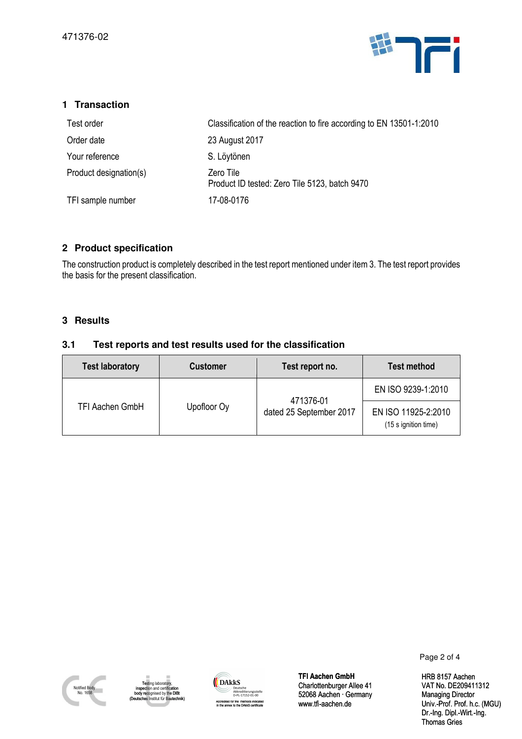## 1 Transaction

| | |
|---|---|
| Test order | Classification of the reaction to fire according to EN 13501-1:2010 |
| Order date | 23 August 2017 |
| Your reference | S. Löytönen |
| Product designation(s) | Zero Tile<br>Product ID tested: Zero Tile 5123, batch 9470 |
| TFI sample number | 17-08-0176 |

## 2 Product specification

The construction product is completely described in the test report mentioned under item 3. The test report provides the basis for the present classification.

## 3 Results

### 3.1 Test reports and test results used for the classification

| Test laboratory | Customer | Test report no. | Test method |
|---|---|---|---|
| TFI Aachen GmbH | Upfloor Oy | 471376-01<br>dated 25 September 2017 | EN ISO 9239-1:2010 |
| | | | EN ISO 11925-2:2010<br>(15 s ignition time) |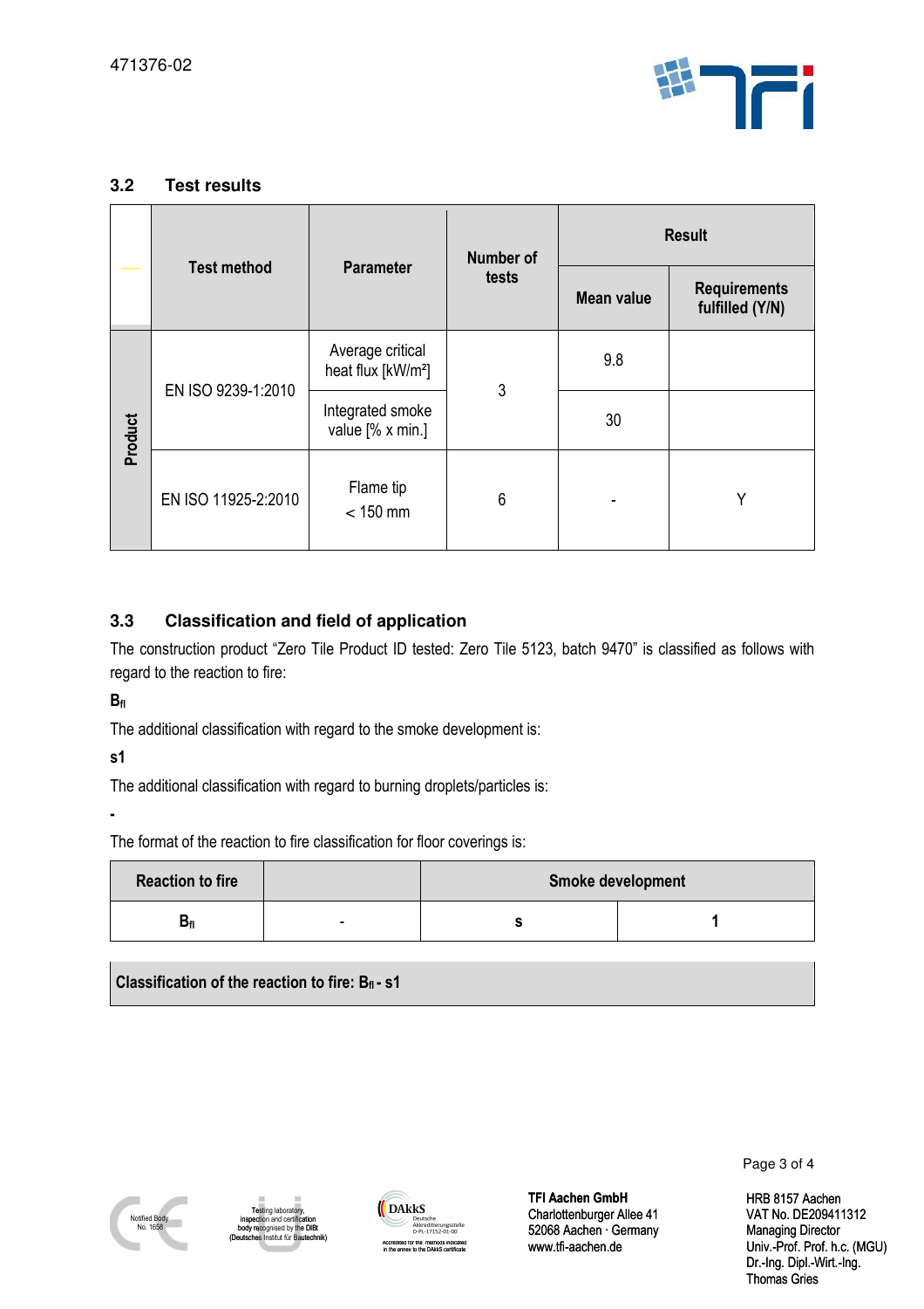471376-02

### 3.2 Test results

| | Test method | Parameter | Number of tests | Result | |
|---|---|---|---|---|---|
| | | | | Mean value | Requirements fulfilled (Y/N) |
| Product | EN ISO 9239-1:2010 | Average critical heat flux [kW/m²] | 3 | 9.8 | |
| | | Integrated smoke value [% x min.] | | 30 | |
| | EN ISO 11925-2:2010 | Flame tip < 150 mm | 6 | - | Y |

### 3.3 Classification and field of application

The construction product "Zero Tile Product ID tested: Zero Tile 5123, batch 9470" is classified as follows with regard to the reaction to fire:

**$B_{fl}$**

The additional classification with regard to the smoke development is:

**s1**

The additional classification with regard to burning droplets/particles is:

**-**

The format of the reaction to fire classification for floor coverings is:

| Reaction to fire | | Smoke development | |
|---|---|---|---|
| **$B_{fl}$** | - | **s** | **1** |

**Classification of the reaction to fire: $B_{fl}$ - s1**

Notified Body No. 1658

Testing laboratory, inspection and certification body recognised by the DIBt (Deutsches Institut für Bautechnik)

DAkkS Deutsche Akkreditierungsstelle D-PL-17152-01-00 Accredited for the methods indicated in the annex to the DAkkS certificate

**TFI Aachen GmbH**
Charlottenburger Allee 41
52068 Aachen · Germany
www.tfi-aachen.de

HRB 8157 Aachen
VAT No. DE209411312
Managing Director
Univ.-Prof. Prof. h.c. (MGU)
Dr.-Ing. Dipl.-Wirt.-Ing.
Thomas Gries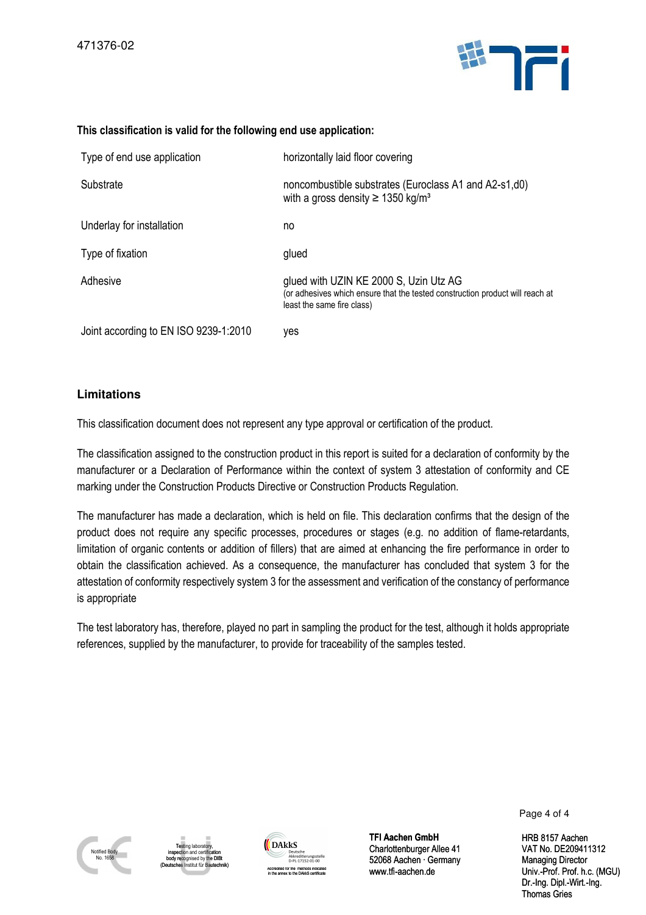**This classification is valid for the following end use application:**

| | |
|---|---|
| Type of end use application | horizontally laid floor covering |
| Substrate | noncombustible substrates (Euroclass A1 and A2-s1,d0) with a gross density ≥ 1350 kg/m³ |
| Underlay for installation | no |
| Type of fixation | glued |
| Adhesive | glued with UZIN KE 2000 S, Uzin Utz AG (or adhesives which ensure that the tested construction product will reach at least the same fire class) |
| Joint according to EN ISO 9239-1:2010 | yes |

## Limitations

This classification document does not represent any type approval or certification of the product.

The classification assigned to the construction product in this report is suited for a declaration of conformity by the manufacturer or a Declaration of Performance within the context of system 3 attestation of conformity and CE marking under the Construction Products Directive or Construction Products Regulation.

The manufacturer has made a declaration, which is held on file. This declaration confirms that the design of the product does not require any specific processes, procedures or stages (e.g. no addition of flame-retardants, limitation of organic contents or addition of fillers) that are aimed at enhancing the fire performance in order to obtain the classification achieved. As a consequence, the manufacturer has concluded that system 3 for the attestation of conformity respectively system 3 for the assessment and verification of the constancy of performance is appropriate

The test laboratory has, therefore, played no part in sampling the product for the test, although it holds appropriate references, supplied by the manufacturer, to provide for traceability of the samples tested.